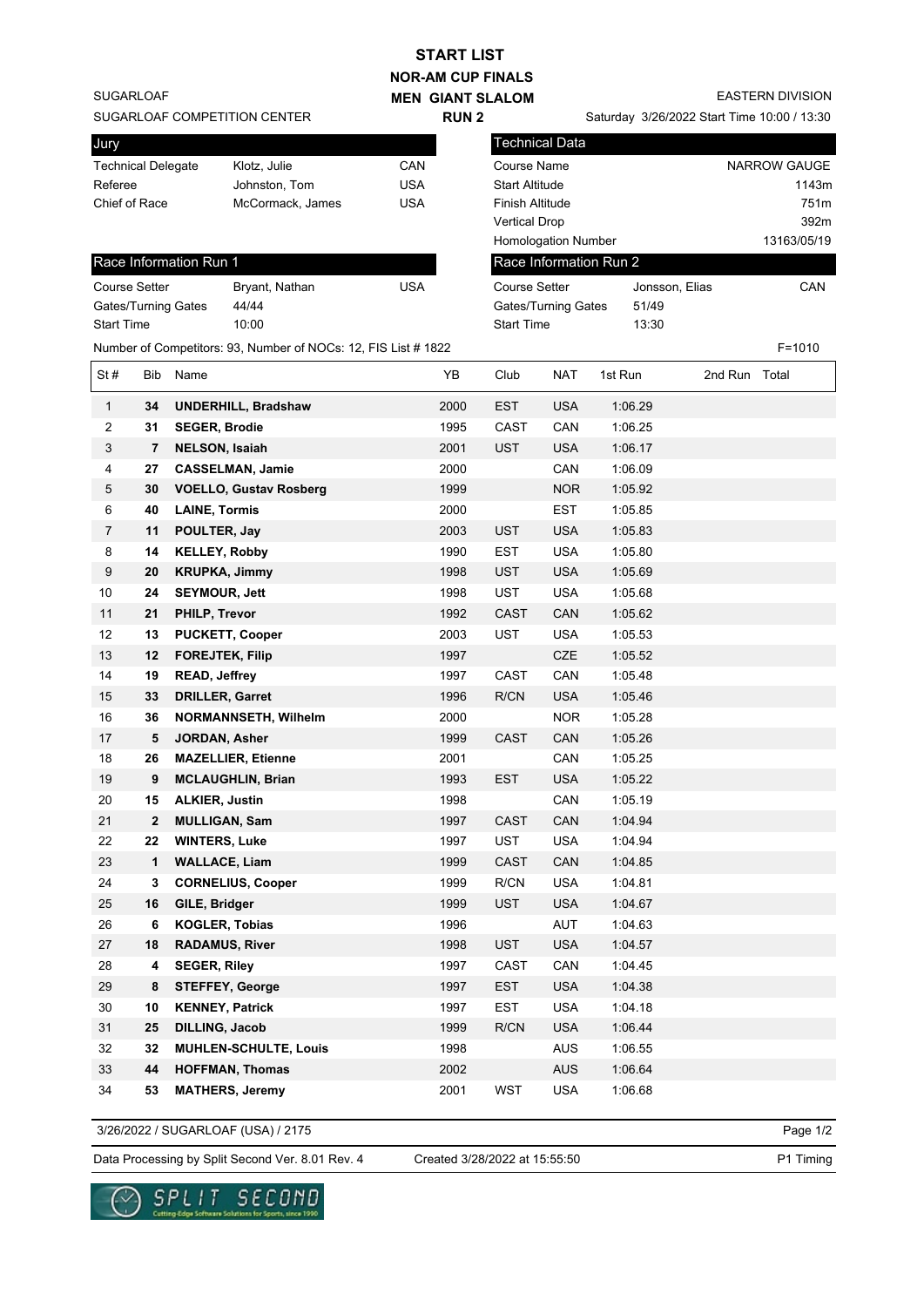# START LIST

## NOR-AM CUP FINALS

## MEN GIANT SLALOM

## RUN 2

SUGARLOAF
SUGARLOAF COMPETITION CENTER

EASTERN DIVISION
Saturday 3/26/2022 Start Time 10:00 / 13:30

| Jury | | |
|---|---|---|
| Technical Delegate | Klotz, Julie | CAN |
| Referee | Johnston, Tom | USA |
| Chief of Race | McCormack, James | USA |

| Technical Data | |
|---|---|
| Course Name | NARROW GAUGE |
| Start Altitude | 1143m |
| Finish Altitude | 751m |
| Vertical Drop | 392m |
| Homologation Number | 13163/05/19 |

| Race Information Run 1 | | |
|---|---|---|
| Course Setter | Bryant, Nathan | USA |
| Gates/Turning Gates | 44/44 | |
| Start Time | 10:00 | |

| Race Information Run 2 | | |
|---|---|---|
| Course Setter | Jonsson, Elias | CAN |
| Gates/Turning Gates | 51/49 | |
| Start Time | 13:30 | |

Number of Competitors: 93, Number of NOCs: 12, FIS List # 1822 F=1010

| St # | Bib | Name | YB | Club | NAT | 1st Run | 2nd Run | Total |
|---|---|---|---|---|---|---|---|---|
| 1 | 34 | **UNDERHILL, Bradshaw** | 2000 | EST | USA | 1:06.29 | | |
| 2 | 31 | **SEGER, Brodie** | 1995 | CAST | CAN | 1:06.25 | | |
| 3 | 7 | **NELSON, Isaiah** | 2001 | UST | USA | 1:06.17 | | |
| 4 | 27 | **CASSELMAN, Jamie** | 2000 | | CAN | 1:06.09 | | |
| 5 | 30 | **VOELLO, Gustav Rosberg** | 1999 | | NOR | 1:05.92 | | |
| 6 | 40 | **LAINE, Tormis** | 2000 | | EST | 1:05.85 | | |
| 7 | 11 | **POULTER, Jay** | 2003 | UST | USA | 1:05.83 | | |
| 8 | 14 | **KELLEY, Robby** | 1990 | EST | USA | 1:05.80 | | |
| 9 | 20 | **KRUPKA, Jimmy** | 1998 | UST | USA | 1:05.69 | | |
| 10 | 24 | **SEYMOUR, Jett** | 1998 | UST | USA | 1:05.68 | | |
| 11 | 21 | **PHILP, Trevor** | 1992 | CAST | CAN | 1:05.62 | | |
| 12 | 13 | **PUCKETT, Cooper** | 2003 | UST | USA | 1:05.53 | | |
| 13 | 12 | **FOREJTEK, Filip** | 1997 | | CZE | 1:05.52 | | |
| 14 | 19 | **READ, Jeffrey** | 1997 | CAST | CAN | 1:05.48 | | |
| 15 | 33 | **DRILLER, Garret** | 1996 | R/CN | USA | 1:05.46 | | |
| 16 | 36 | **NORMANNSETH, Wilhelm** | 2000 | | NOR | 1:05.28 | | |
| 17 | 5 | **JORDAN, Asher** | 1999 | CAST | CAN | 1:05.26 | | |
| 18 | 26 | **MAZELLIER, Etienne** | 2001 | | CAN | 1:05.25 | | |
| 19 | 9 | **MCLAUGHLIN, Brian** | 1993 | EST | USA | 1:05.22 | | |
| 20 | 15 | **ALKIER, Justin** | 1998 | | CAN | 1:05.19 | | |
| 21 | 2 | **MULLIGAN, Sam** | 1997 | CAST | CAN | 1:04.94 | | |
| 22 | 22 | **WINTERS, Luke** | 1997 | UST | USA | 1:04.94 | | |
| 23 | 1 | **WALLACE, Liam** | 1999 | CAST | CAN | 1:04.85 | | |
| 24 | 3 | **CORNELIUS, Cooper** | 1999 | R/CN | USA | 1:04.81 | | |
| 25 | 16 | **GILE, Bridger** | 1999 | UST | USA | 1:04.67 | | |
| 26 | 6 | **KOGLER, Tobias** | 1996 | | AUT | 1:04.63 | | |
| 27 | 18 | **RADAMUS, River** | 1998 | UST | USA | 1:04.57 | | |
| 28 | 4 | **SEGER, Riley** | 1997 | CAST | CAN | 1:04.45 | | |
| 29 | 8 | **STEFFEY, George** | 1997 | EST | USA | 1:04.38 | | |
| 30 | 10 | **KENNEY, Patrick** | 1997 | EST | USA | 1:04.18 | | |
| 31 | 25 | **DILLING, Jacob** | 1999 | R/CN | USA | 1:06.44 | | |
| 32 | 32 | **MUHLEN-SCHULTE, Louis** | 1998 | | AUS | 1:06.55 | | |
| 33 | 44 | **HOFFMAN, Thomas** | 2002 | | AUS | 1:06.64 | | |
| 34 | 53 | **MATHERS, Jeremy** | 2001 | WST | USA | 1:06.68 | | |

3/26/2022 / SUGARLOAF (USA) / 2175

Data Processing by Split Second Ver. 8.01 Rev. 4 Created 3/28/2022 at 15:55:50 P1 Timing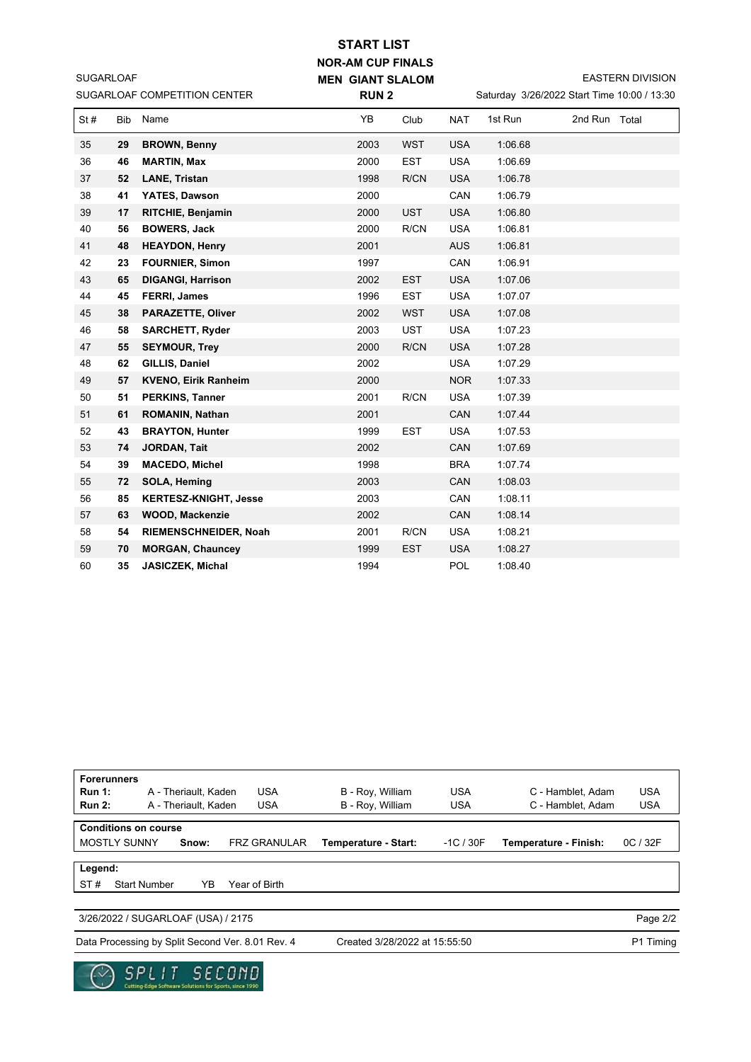# START LIST

## NOR-AM CUP FINALS

## MEN GIANT SLALOM

## RUN 2

SUGARLOAF
SUGARLOAF COMPETITION CENTER

EASTERN DIVISION
Saturday 3/26/2022 Start Time 10:00 / 13:30

| St # | Bib | Name | YB | Club | NAT | 1st Run | 2nd Run | Total |
|---|---|---|---|---|---|---|---|---|
| 35 | **29** | **BROWN, Benny** | 2003 | WST | USA | 1:06.68 | | |
| 36 | **46** | **MARTIN, Max** | 2000 | EST | USA | 1:06.69 | | |
| 37 | **52** | **LANE, Tristan** | 1998 | R/CN | USA | 1:06.78 | | |
| 38 | **41** | **YATES, Dawson** | 2000 | | CAN | 1:06.79 | | |
| 39 | **17** | **RITCHIE, Benjamin** | 2000 | UST | USA | 1:06.80 | | |
| 40 | **56** | **BOWERS, Jack** | 2000 | R/CN | USA | 1:06.81 | | |
| 41 | **48** | **HEAYDON, Henry** | 2001 | | AUS | 1:06.81 | | |
| 42 | **23** | **FOURNIER, Simon** | 1997 | | CAN | 1:06.91 | | |
| 43 | **65** | **DIGANGI, Harrison** | 2002 | EST | USA | 1:07.06 | | |
| 44 | **45** | **FERRI, James** | 1996 | EST | USA | 1:07.07 | | |
| 45 | **38** | **PARAZETTE, Oliver** | 2002 | WST | USA | 1:07.08 | | |
| 46 | **58** | **SARCHETT, Ryder** | 2003 | UST | USA | 1:07.23 | | |
| 47 | **55** | **SEYMOUR, Trey** | 2000 | R/CN | USA | 1:07.28 | | |
| 48 | **62** | **GILLIS, Daniel** | 2002 | | USA | 1:07.29 | | |
| 49 | **57** | **KVENO, Eirik Ranheim** | 2000 | | NOR | 1:07.33 | | |
| 50 | **51** | **PERKINS, Tanner** | 2001 | R/CN | USA | 1:07.39 | | |
| 51 | **61** | **ROMANIN, Nathan** | 2001 | | CAN | 1:07.44 | | |
| 52 | **43** | **BRAYTON, Hunter** | 1999 | EST | USA | 1:07.53 | | |
| 53 | **74** | **JORDAN, Tait** | 2002 | | CAN | 1:07.69 | | |
| 54 | **39** | **MACEDO, Michel** | 1998 | | BRA | 1:07.74 | | |
| 55 | **72** | **SOLA, Heming** | 2003 | | CAN | 1:08.03 | | |
| 56 | **85** | **KERTESZ-KNIGHT, Jesse** | 2003 | | CAN | 1:08.11 | | |
| 57 | **63** | **WOOD, Mackenzie** | 2002 | | CAN | 1:08.14 | | |
| 58 | **54** | **RIEMENSCHNEIDER, Noah** | 2001 | R/CN | USA | 1:08.21 | | |
| 59 | **70** | **MORGAN, Chauncey** | 1999 | EST | USA | 1:08.27 | | |
| 60 | **35** | **JASICZEK, Michal** | 1994 | | POL | 1:08.40 | | |

**Forerunners**

| | | | | | | |
|---|---|---|---|---|---|---|
| **Run 1:** | A - Theriault, Kaden | USA | B - Roy, William | USA | C - Hamblet, Adam | USA |
| **Run 2:** | A - Theriault, Kaden | USA | B - Roy, William | USA | C - Hamblet, Adam | USA |

**Conditions on course**

MOSTLY SUNNY **Snow:** FRZ GRANULAR **Temperature - Start:** -1C / 30F **Temperature - Finish:** 0C / 32F

**Legend:**

ST # Start Number YB Year of Birth

3/26/2022 / SUGARLOAF (USA) / 2175

Data Processing by Split Second Ver. 8.01 Rev. 4 Created 3/28/2022 at 15:55:50 P1 Timing